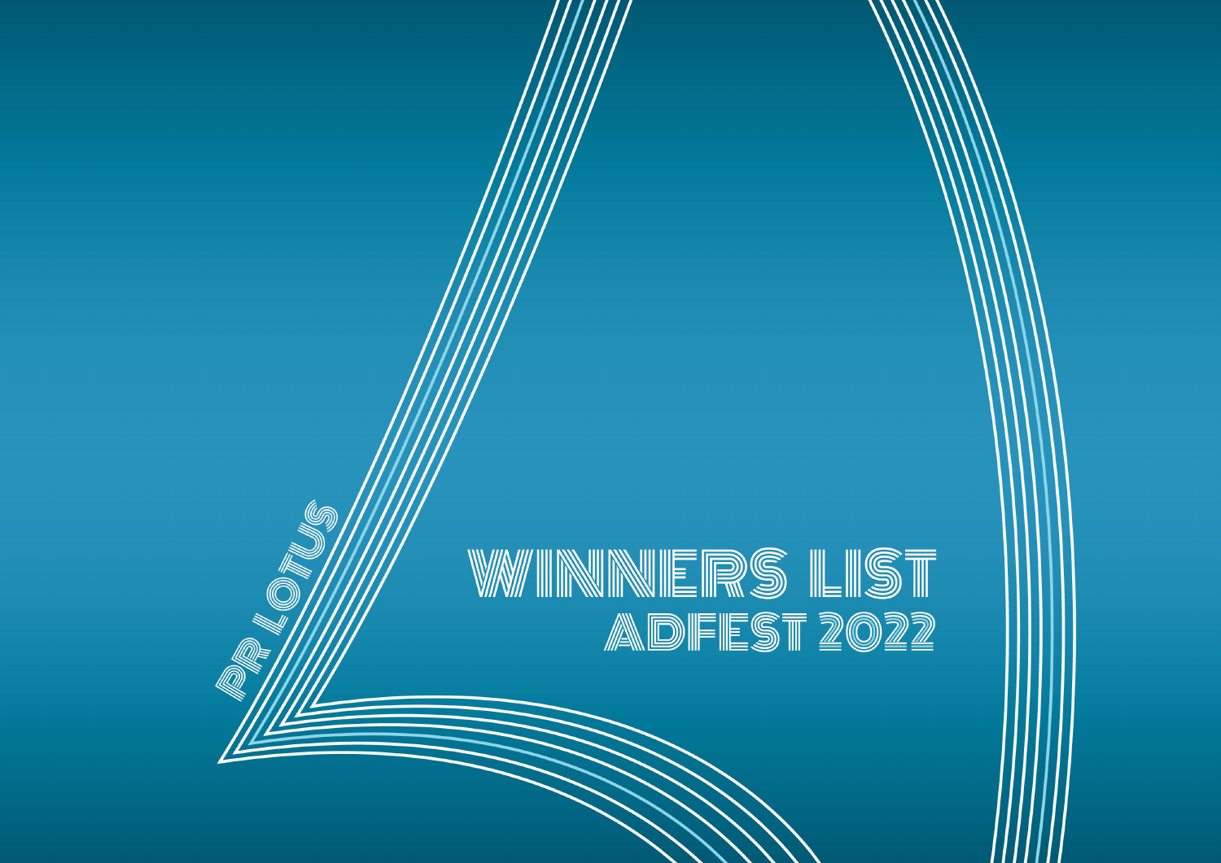PR LOTUS

# WINNERS LIST

## ADFEST 2022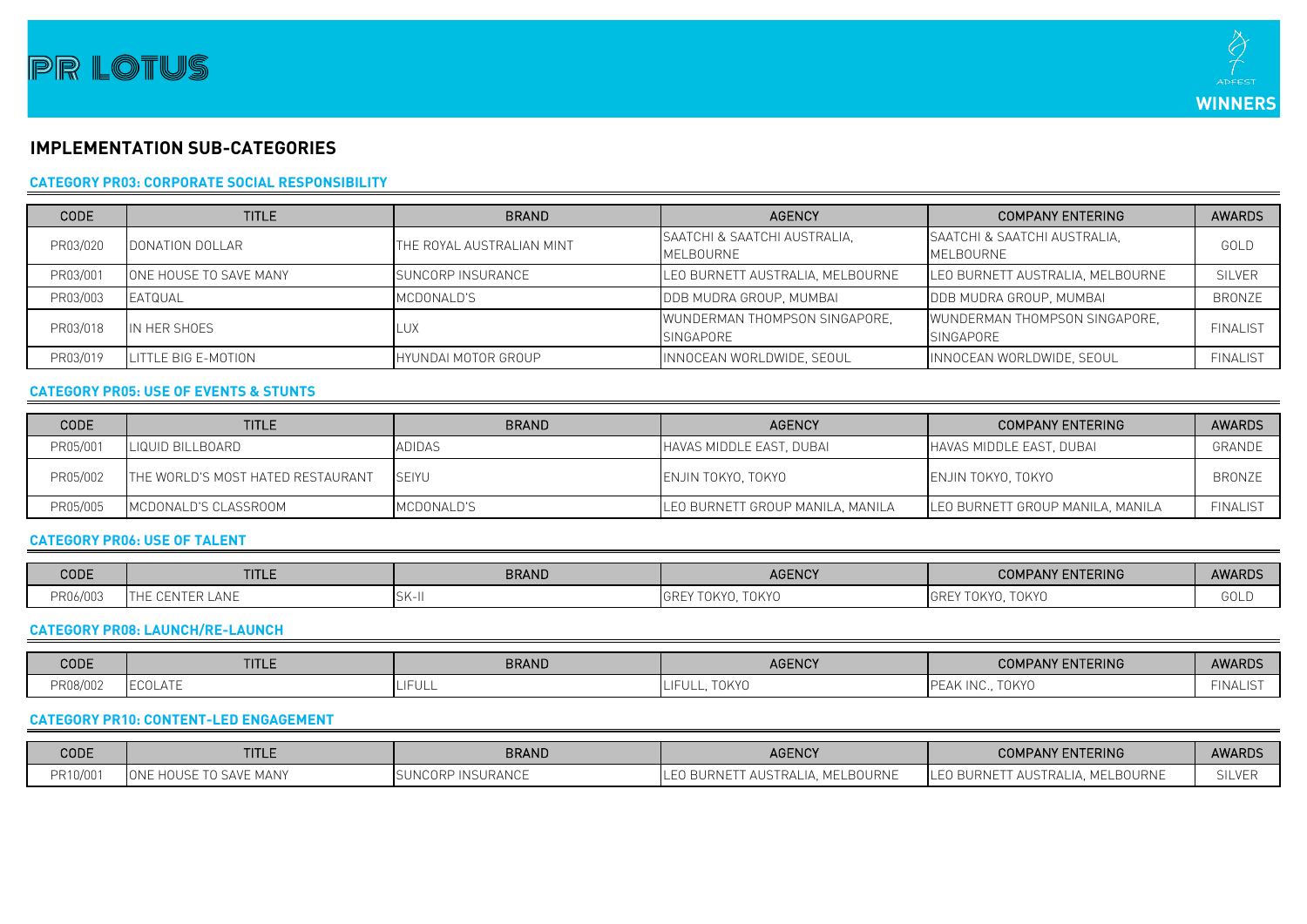# PR LOTUS

ADFEST

**WINNERS**

## IMPLEMENTATION SUB-CATEGORIES

### CATEGORY PR03: CORPORATE SOCIAL RESPONSIBILITY

| CODE | TITLE | BRAND | AGENCY | COMPANY ENTERING | AWARDS |
|---|---|---|---|---|---|
| PR03/020 | DONATION DOLLAR | THE ROYAL AUSTRALIAN MINT | SAATCHI & SAATCHI AUSTRALIA, MELBOURNE | SAATCHI & SAATCHI AUSTRALIA, MELBOURNE | GOLD |
| PR03/001 | ONE HOUSE TO SAVE MANY | SUNCORP INSURANCE | LEO BURNETT AUSTRALIA, MELBOURNE | LEO BURNETT AUSTRALIA, MELBOURNE | SILVER |
| PR03/003 | EATQUAL | MCDONALD'S | DDB MUDRA GROUP, MUMBAI | DDB MUDRA GROUP, MUMBAI | BRONZE |
| PR03/018 | IN HER SHOES | LUX | WUNDERMAN THOMPSON SINGAPORE, SINGAPORE | WUNDERMAN THOMPSON SINGAPORE, SINGAPORE | FINALIST |
| PR03/019 | LITTLE BIG E-MOTION | HYUNDAI MOTOR GROUP | INNOCEAN WORLDWIDE, SEOUL | INNOCEAN WORLDWIDE, SEOUL | FINALIST |

### CATEGORY PR05: USE OF EVENTS & STUNTS

| CODE | TITLE | BRAND | AGENCY | COMPANY ENTERING | AWARDS |
|---|---|---|---|---|---|
| PR05/001 | LIQUID BILLBOARD | ADIDAS | HAVAS MIDDLE EAST, DUBAI | HAVAS MIDDLE EAST, DUBAI | GRANDE |
| PR05/002 | THE WORLD'S MOST HATED RESTAURANT | SEIYU | ENJIN TOKYO, TOKYO | ENJIN TOKYO, TOKYO | BRONZE |
| PR05/005 | MCDONALD'S CLASSROOM | MCDONALD'S | LEO BURNETT GROUP MANILA, MANILA | LEO BURNETT GROUP MANILA, MANILA | FINALIST |

### CATEGORY PR06: USE OF TALENT

| CODE | TITLE | BRAND | AGENCY | COMPANY ENTERING | AWARDS |
|---|---|---|---|---|---|
| PR06/003 | THE CENTER LANE | SK-II | GREY TOKYO, TOKYO | GREY TOKYO, TOKYO | GOLD |

### CATEGORY PR08: LAUNCH/RE-LAUNCH

| CODE | TITLE | BRAND | AGENCY | COMPANY ENTERING | AWARDS |
|---|---|---|---|---|---|
| PR08/002 | ECOLATE | LIFULL | LIFULL, TOKYO | PEAK INC., TOKYO | FINALIST |

### CATEGORY PR10: CONTENT-LED ENGAGEMENT

| CODE | TITLE | BRAND | AGENCY | COMPANY ENTERING | AWARDS |
|---|---|---|---|---|---|
| PR10/001 | ONE HOUSE TO SAVE MANY | SUNCORP INSURANCE | LEO BURNETT AUSTRALIA, MELBOURNE | LEO BURNETT AUSTRALIA, MELBOURNE | SILVER |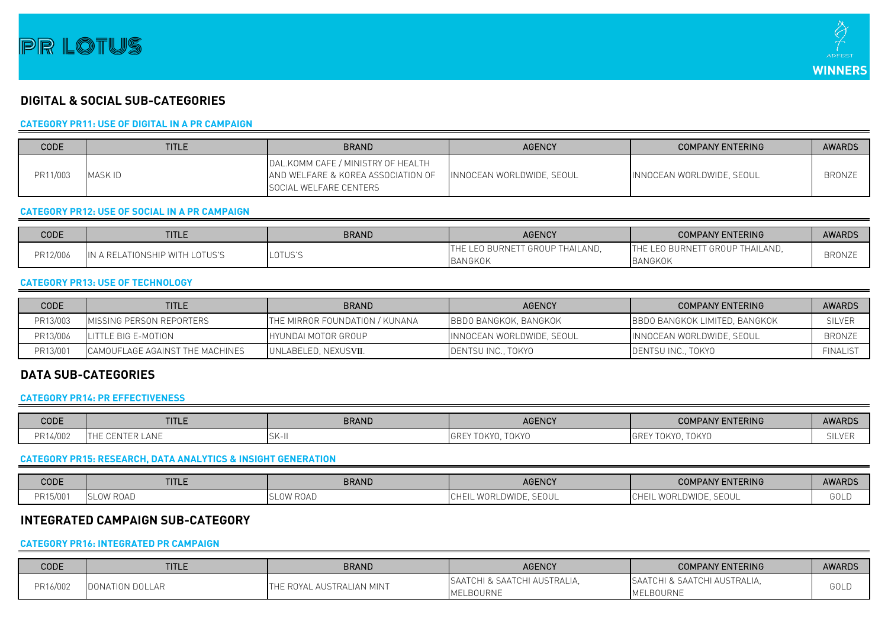# PR LOTUS

ADFEST **WINNERS**

## DIGITAL & SOCIAL SUB-CATEGORIES

### CATEGORY PR11: USE OF DIGITAL IN A PR CAMPAIGN

| CODE | TITLE | BRAND | AGENCY | COMPANY ENTERING | AWARDS |
|---|---|---|---|---|---|
| PR11/003 | MASK ID | DAL.KOMM CAFE / MINISTRY OF HEALTH AND WELFARE & KOREA ASSOCIATION OF SOCIAL WELFARE CENTERS | INNOCEAN WORLDWIDE, SEOUL | INNOCEAN WORLDWIDE, SEOUL | BRONZE |

### CATEGORY PR12: USE OF SOCIAL IN A PR CAMPAIGN

| CODE | TITLE | BRAND | AGENCY | COMPANY ENTERING | AWARDS |
|---|---|---|---|---|---|
| PR12/006 | IN A RELATIONSHIP WITH LOTUS'S | LOTUS'S | THE LEO BURNETT GROUP THAILAND, BANGKOK | THE LEO BURNETT GROUP THAILAND, BANGKOK | BRONZE |

### CATEGORY PR13: USE OF TECHNOLOGY

| CODE | TITLE | BRAND | AGENCY | COMPANY ENTERING | AWARDS |
|---|---|---|---|---|---|
| PR13/003 | MISSING PERSON REPORTERS | THE MIRROR FOUNDATION / KUNANA | BBDO BANGKOK, BANGKOK | BBDO BANGKOK LIMITED, BANGKOK | SILVER |
| PR13/006 | LITTLE BIG E-MOTION | HYUNDAI MOTOR GROUP | INNOCEAN WORLDWIDE, SEOUL | INNOCEAN WORLDWIDE, SEOUL | BRONZE |
| PR13/001 | CAMOUFLAGE AGAINST THE MACHINES | UNLABELED, NEXUSVII. | DENTSU INC., TOKYO | DENTSU INC., TOKYO | FINALIST |

## DATA SUB-CATEGORIES

### CATEGORY PR14: PR EFFECTIVENESS

| CODE | TITLE | BRAND | AGENCY | COMPANY ENTERING | AWARDS |
|---|---|---|---|---|---|
| PR14/002 | THE CENTER LANE | SK-II | GREY TOKYO, TOKYO | GREY TOKYO, TOKYO | SILVER |

### CATEGORY PR15: RESEARCH, DATA ANALYTICS & INSIGHT GENERATION

| CODE | TITLE | BRAND | AGENCY | COMPANY ENTERING | AWARDS |
|---|---|---|---|---|---|
| PR15/001 | SLOW ROAD | SLOW ROAD | CHEIL WORLDWIDE, SEOUL | CHEIL WORLDWIDE, SEOUL | GOLD |

## INTEGRATED CAMPAIGN SUB-CATEGORY

### CATEGORY PR16: INTEGRATED PR CAMPAIGN

| CODE | TITLE | BRAND | AGENCY | COMPANY ENTERING | AWARDS |
|---|---|---|---|---|---|
| PR16/002 | DONATION DOLLAR | THE ROYAL AUSTRALIAN MINT | SAATCHI & SAATCHI AUSTRALIA, MELBOURNE | SAATCHI & SAATCHI AUSTRALIA, MELBOURNE | GOLD |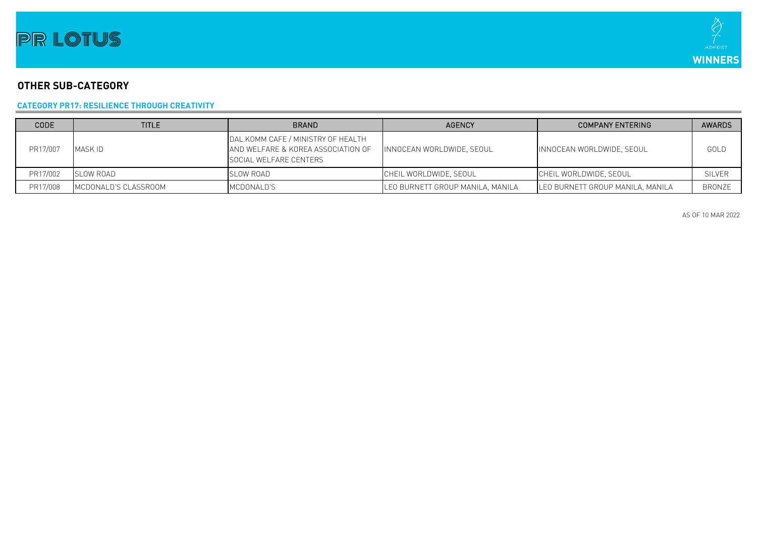# PR LOTUS

ADFEST **WINNERS**

## OTHER SUB-CATEGORY

### CATEGORY PR17: RESILIENCE THROUGH CREATIVITY

| CODE | TITLE | BRAND | AGENCY | COMPANY ENTERING | AWARDS |
|---|---|---|---|---|---|
| PR17/007 | MASK ID | DAL.KOMM CAFE / MINISTRY OF HEALTH AND WELFARE & KOREA ASSOCIATION OF SOCIAL WELFARE CENTERS | INNOCEAN WORLDWIDE, SEOUL | INNOCEAN WORLDWIDE, SEOUL | GOLD |
| PR17/002 | SLOW ROAD | SLOW ROAD | CHEIL WORLDWIDE, SEOUL | CHEIL WORLDWIDE, SEOUL | SILVER |
| PR17/008 | MCDONALD'S CLASSROOM | MCDONALD'S | LEO BURNETT GROUP MANILA, MANILA | LEO BURNETT GROUP MANILA, MANILA | BRONZE |

AS OF 10 MAR 2022